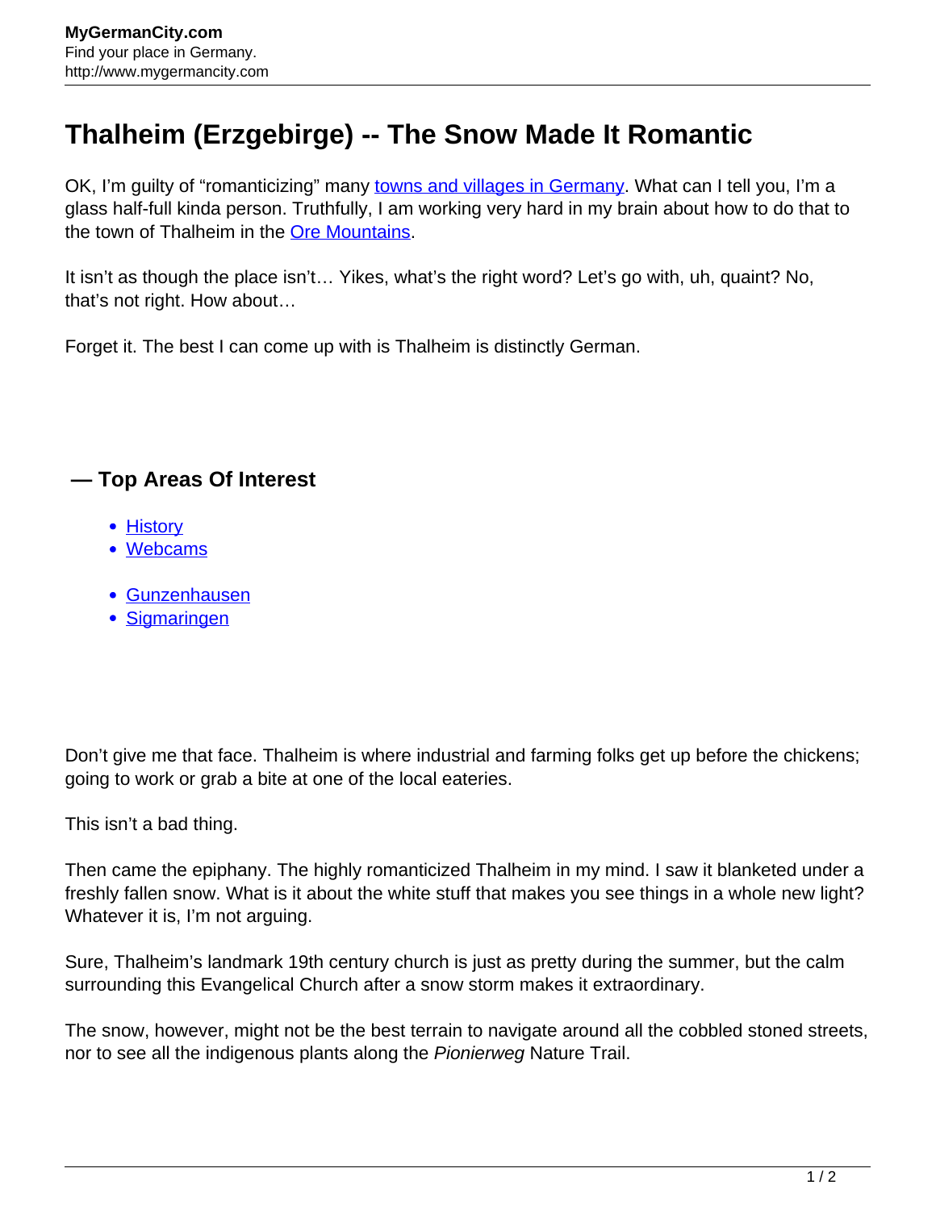# Thalheim (Erzgebirge) -- The Snow Made It Romantic

OK, I'm guilty of "romanticizing" many towns and villages in Germany. What can I tell you, I'm a glass half-full kinda person. Truthfully, I am working very hard in my brain about how to do that to the town of Thalheim in the Ore Mountains.

It isn't as though the place isn't… Yikes, what's the right word? Let's go with, uh, quaint? No, that's not right. How about…

Forget it. The best I can come up with is Thalheim is distinctly German.

### — Top Areas Of Interest

- History
- Webcams

- Gunzenhausen
- Sigmaringen

Don't give me that face. Thalheim is where industrial and farming folks get up before the chickens; going to work or grab a bite at one of the local eateries.

This isn't a bad thing.

Then came the epiphany. The highly romanticized Thalheim in my mind. I saw it blanketed under a freshly fallen snow. What is it about the white stuff that makes you see things in a whole new light? Whatever it is, I'm not arguing.

Sure, Thalheim's landmark 19th century church is just as pretty during the summer, but the calm surrounding this Evangelical Church after a snow storm makes it extraordinary.

The snow, however, might not be the best terrain to navigate around all the cobbled stoned streets, nor to see all the indigenous plants along the *Pionierweg* Nature Trail.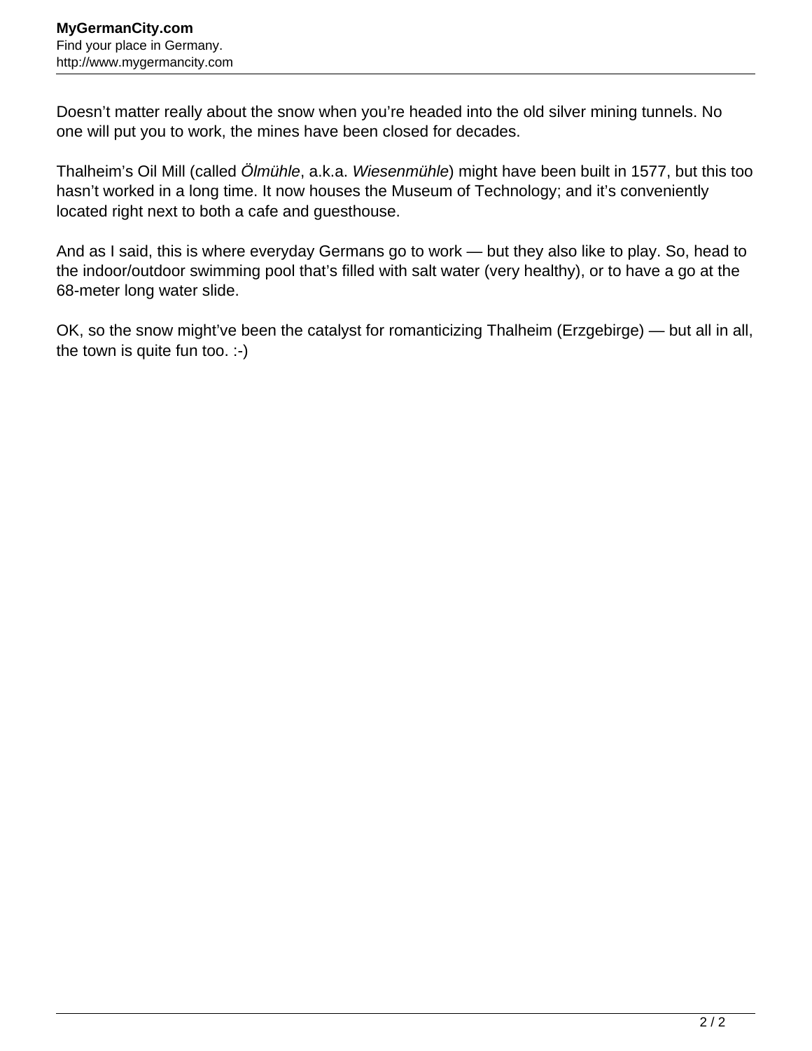Doesn’t matter really about the snow when you’re headed into the old silver mining tunnels. No one will put you to work, the mines have been closed for decades.

Thalheim’s Oil Mill (called *Ölmühle*, a.k.a. *Wiesenmühle*) might have been built in 1577, but this too hasn’t worked in a long time. It now houses the Museum of Technology; and it’s conveniently located right next to both a cafe and guesthouse.

And as I said, this is where everyday Germans go to work — but they also like to play. So, head to the indoor/outdoor swimming pool that’s filled with salt water (very healthy), or to have a go at the 68-meter long water slide.

OK, so the snow might’ve been the catalyst for romanticizing Thalheim (Erzgebirge) — but all in all, the town is quite fun too. :-)